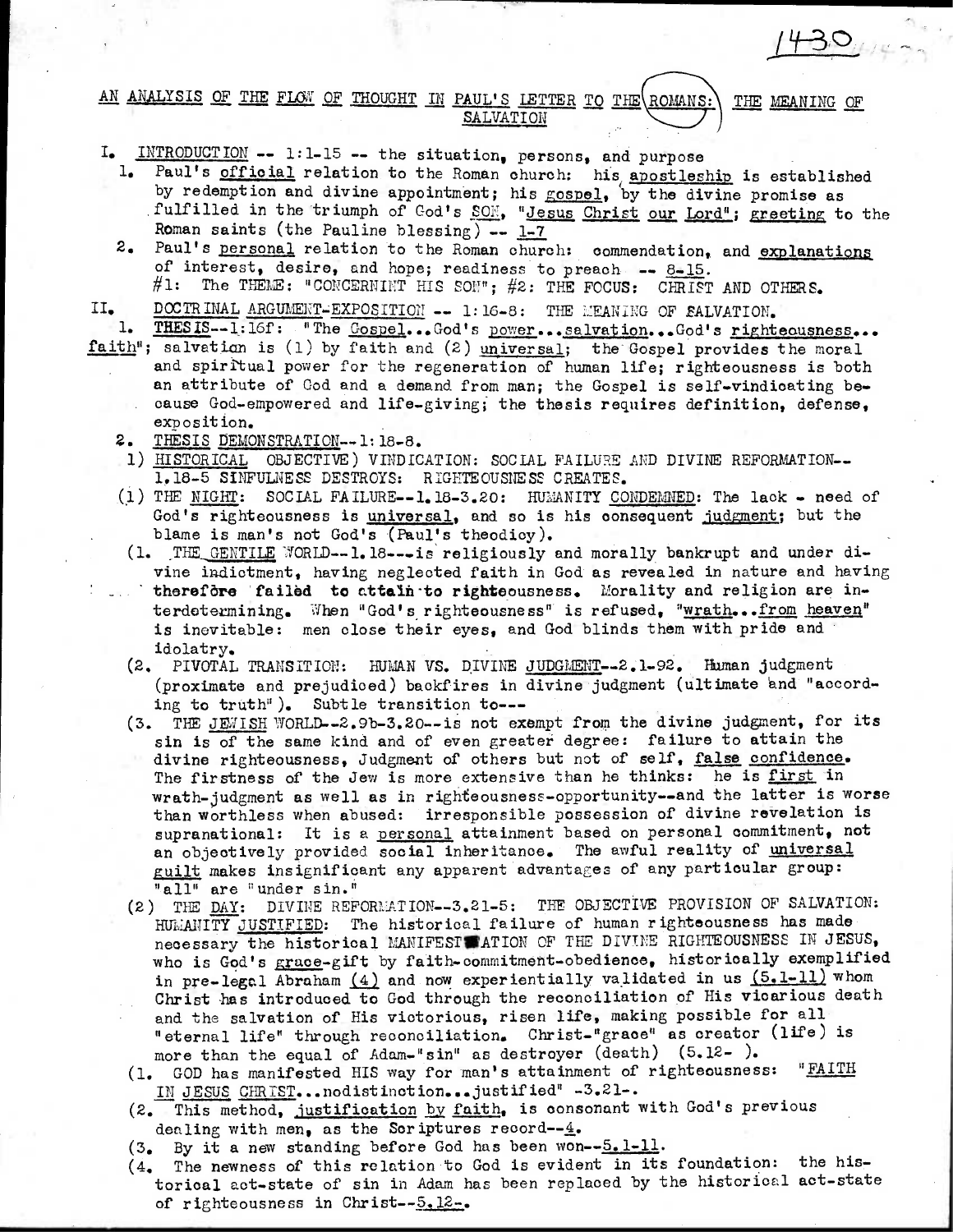1430

## AN ANALYSIS OF THE FLOW OF THOUGHT IN PAUL'S LETTER TO THE ROMANS: THE MEANING OF SALVATION

I. INTRODUCTION -- 1:1-15 -- the situation, persons, and purpose

1. Paul's official relation to the Roman church: his apostleship is established by redemption and divine appointment; his gospel, by the divine promise as fulfilled in the triumph of God's SON, "Jesus Christ our Lord"; greeting to the Roman saints (the Pauline blessing) -- 1-7
2. Paul's personal relation to the Roman church: commendation, and explanations of interest, desire, and hope; readiness to preach -- 8-15.
   #1: The THEME: "CONCERNING HIS SON"; #2: THE FOCUS: CHRIST AND OTHERS.

II. DOCTRINAL ARGUMENT-EXPOSITION -- 1:16-8: THE MEANING OF SALVATION.

1. THESIS--1:16f: "The Gospel...God's power...salvation...God's righteousness...faith"; salvation is (1) by faith and (2) universal; the Gospel provides the moral and spiritual power for the regeneration of human life; righteousness is both an attribute of God and a demand from man; the Gospel is self-vindicating because God-empowered and life-giving; the thesis requires definition, defense, exposition.
2. THESIS DEMONSTRATION--1:18-8.
   1) HISTORICAL OBJECTIVE) VINDICATION: SOCIAL FAILURE AND DIVINE REFORMATION--1.18-5 SINFULNESS DESTROYS: RIGHTEOUSNESS CREATES.
   (1) THE NIGHT: SOCIAL FAILURE--1.18-3.20: HUMANITY CONDEMNED: The lack - need of God's righteousness is universal, and so is his consequent judgment; but the blame is man's not God's (Paul's theodicy).
      (1. THE GENTILE WORLD--1.18---is religiously and morally bankrupt and under divine indictment, having neglected faith in God as revealed in nature and having therefore failed to attain to righteousness. Morality and religion are interdetermining. When "God's righteousness" is refused, "wrath...from heaven" is inevitable: men close their eyes, and God blinds them with pride and idolatry.
      (2. PIVOTAL TRANSITION: HUMAN VS. DIVINE JUDGMENT--2.1-9a. Human judgment (proximate and prejudiced) backfires in divine judgment (ultimate and "according to truth"). Subtle transition to---
      (3. THE JEWISH WORLD--2.9b-3.20--is not exempt from the divine judgment, for its sin is of the same kind and of even greater degree: failure to attain the divine righteousness, Judgment of others but not of self, false confidence. The firstness of the Jew is more extensive than he thinks: he is first in wrath-judgment as well as in righteousness-opportunity--and the latter is worse than worthless when abused: irresponsible possession of divine revelation is supranational: It is a personal attainment based on personal commitment, not an objectively provided social inheritance. The awful reality of universal guilt makes insignificant any apparent advantages of any particular group: "all" are "under sin."
   (2) THE DAY: DIVINE REFORMATION--3.21-5: THE OBJECTIVE PROVISION OF SALVATION: HUMANITY JUSTIFIED: The historical failure of human righteousness has made necessary the historical MANIFESTATION OF THE DIVINE RIGHTEOUSNESS IN JESUS, who is God's grace-gift by faith-commitment-obedience, historically exemplified in pre-legal Abraham (4) and now experientially validated in us (5.1-11) whom Christ has introduced to God through the reconciliation of His vicarious death and the salvation of His victorious, risen life, making possible for all "eternal life" through reconciliation. Christ-"grace" as creator (life) is more than the equal of Adam-"sin" as destroyer (death) (5.12- ).
      (1. GOD has manifested HIS way for man's attainment of righteousness: "FAITH IN JESUS CHRIST...nodistinction...justified" -3.21-.
      (2. This method, justification by faith, is consonant with God's previous dealing with men, as the Scriptures record--4.
      (3. By it a new standing before God has been won--5.1-11.
      (4. The newness of this relation to God is evident in its foundation: the historical act-state of sin in Adam has been replaced by the historical act-state of righteousness in Christ--5.12-.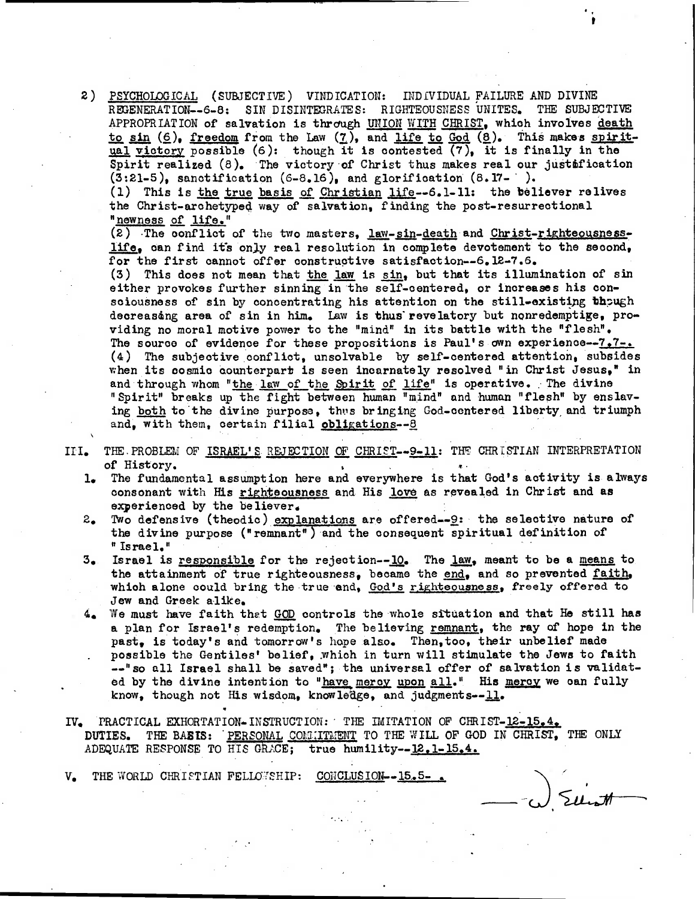2) PSYCHOLOGICAL (SUBJECTIVE) VINDICATION: INDIVIDUAL FAILURE AND DIVINE REGENERATION--6-8: SIN DISINTEGRATES: RIGHTEOUSNESS UNITES. THE SUBJECTIVE APPROPRIATION of salvation is through UNION WITH CHRIST, which involves death to sin (6), freedom from the Law (7), and life to God (8). This makes spiritual victory possible (6): though it is contested (7), it is finally in the Spirit realized (8). The victory of Christ thus makes real our justification (3:21-5), sanctification (6-8.16), and glorification (8.17- ).

(1) This is the true basis of Christian life--6.1-11: the believer relives the Christ-archetyped way of salvation, finding the post-resurrectional "newness of life."

(2) The conflict of the two masters, law-sin-death and Christ-righteousness-life, can find its only real resolution in complete devotement to the second, for the first cannot offer constructive satisfaction--6.12-7.6.

(3) This does not mean that the law is sin, but that its illumination of sin either provokes further sinning in the self-centered, or increases his consciousness of sin by concentrating his attention on the still-existing though decreasing area of sin in him. Law is thus revelatory but nonredemptive, providing no moral motive power to the "mind" in its battle with the "flesh". The source of evidence for these propositions is Paul's own experience--7.7-.

(4) The subjective conflict, unsolvable by self-centered attention, subsides when its cosmic counterpart is seen incarnately resolved "in Christ Jesus," in and through whom "the law of the Spirit of life" is operative. The divine "Spirit" breaks up the fight between human "mind" and human "flesh" by enslaving both to the divine purpose, thus bringing God-centered liberty and triumph and, with them, certain filial obligations--8

III. THE PROBLEM OF ISRAEL'S REJECTION OF CHRIST--9-11: THE CHRISTIAN INTERPRETATION of History.

1. The fundamental assumption here and everywhere is that God's activity is always consonant with His righteousness and His love as revealed in Christ and as experienced by the believer.
2. Two defensive (theodic) explanations are offered--9: the selective nature of the divine purpose ("remnant") and the consequent spiritual definition of "Israel."
3. Israel is responsible for the rejection--10. The law, meant to be a means to the attainment of true righteousness, became the end, and so prevented faith, which alone could bring the true end, God's righteousness, freely offered to Jew and Greek alike.
4. We must have faith that GOD controls the whole situation and that He still has a plan for Israel's redemption. The believing remnant, the ray of hope in the past, is today's and tomorrow's hope also. Then, too, their unbelief made possible the Gentiles' belief, which in turn will stimulate the Jews to faith --"so all Israel shall be saved"; the universal offer of salvation is validated by the divine intention to "have mercy upon all." His mercy we can fully know, though not His wisdom, knowledge, and judgments--11.

IV. PRACTICAL EXHORTATION-INSTRUCTION: THE IMITATION OF CHRIST-12-15.4. DUTIES. THE BASIS: PERSONAL COMMITMENT TO THE WILL OF GOD IN CHRIST, THE ONLY ADEQUATE RESPONSE TO HIS GRACE; true humility--12.1-15.4.

V. THE WORLD CHRISTIAN FELLOWSHIP: CONCLUSION--15.5- .

W. Elliott